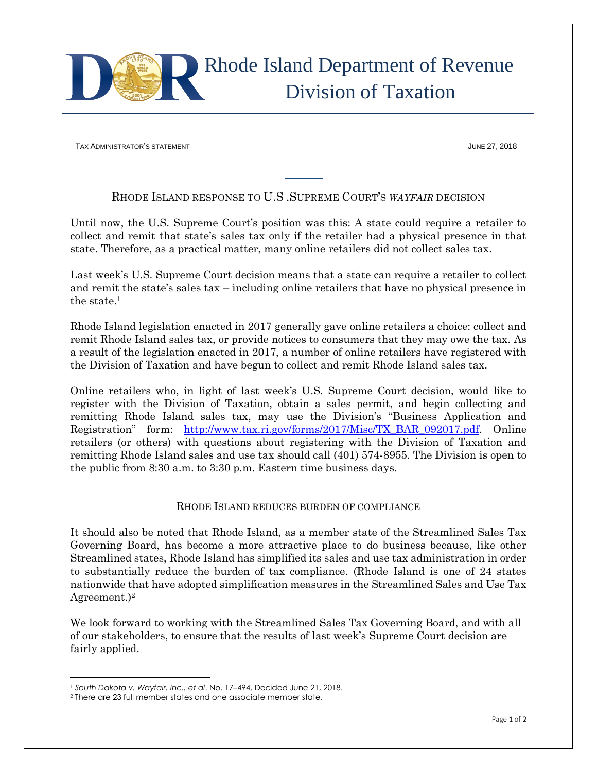# Rhode Island Department of Revenue
## Division of Taxation

TAX ADMINISTRATOR'S STATEMENT — JUNE 27, 2018

### RHODE ISLAND RESPONSE TO U.S .SUPREME COURT'S *WAYFAIR* DECISION

Until now, the U.S. Supreme Court's position was this: A state could require a retailer to collect and remit that state's sales tax only if the retailer had a physical presence in that state. Therefore, as a practical matter, many online retailers did not collect sales tax.

Last week's U.S. Supreme Court decision means that a state can require a retailer to collect and remit the state's sales tax – including online retailers that have no physical presence in the state.[1]

Rhode Island legislation enacted in 2017 generally gave online retailers a choice: collect and remit Rhode Island sales tax, or provide notices to consumers that they may owe the tax. As a result of the legislation enacted in 2017, a number of online retailers have registered with the Division of Taxation and have begun to collect and remit Rhode Island sales tax.

Online retailers who, in light of last week's U.S. Supreme Court decision, would like to register with the Division of Taxation, obtain a sales permit, and begin collecting and remitting Rhode Island sales tax, may use the Division's "Business Application and Registration" form: [http://www.tax.ri.gov/forms/2017/Misc/TX_BAR_092017.pdf](http://www.tax.ri.gov/forms/2017/Misc/TX_BAR_092017.pdf). Online retailers (or others) with questions about registering with the Division of Taxation and remitting Rhode Island sales and use tax should call (401) 574-8955. The Division is open to the public from 8:30 a.m. to 3:30 p.m. Eastern time business days.

### RHODE ISLAND REDUCES BURDEN OF COMPLIANCE

It should also be noted that Rhode Island, as a member state of the Streamlined Sales Tax Governing Board, has become a more attractive place to do business because, like other Streamlined states, Rhode Island has simplified its sales and use tax administration in order to substantially reduce the burden of tax compliance. (Rhode Island is one of 24 states nationwide that have adopted simplification measures in the Streamlined Sales and Use Tax Agreement.)[2]

We look forward to working with the Streamlined Sales Tax Governing Board, and with all of our stakeholders, to ensure that the results of last week's Supreme Court decision are fairly applied.

---

[1] *South Dakota v. Wayfair, Inc., et al*. No. 17–494. Decided June 21, 2018.

[2] There are 23 full member states and one associate member state.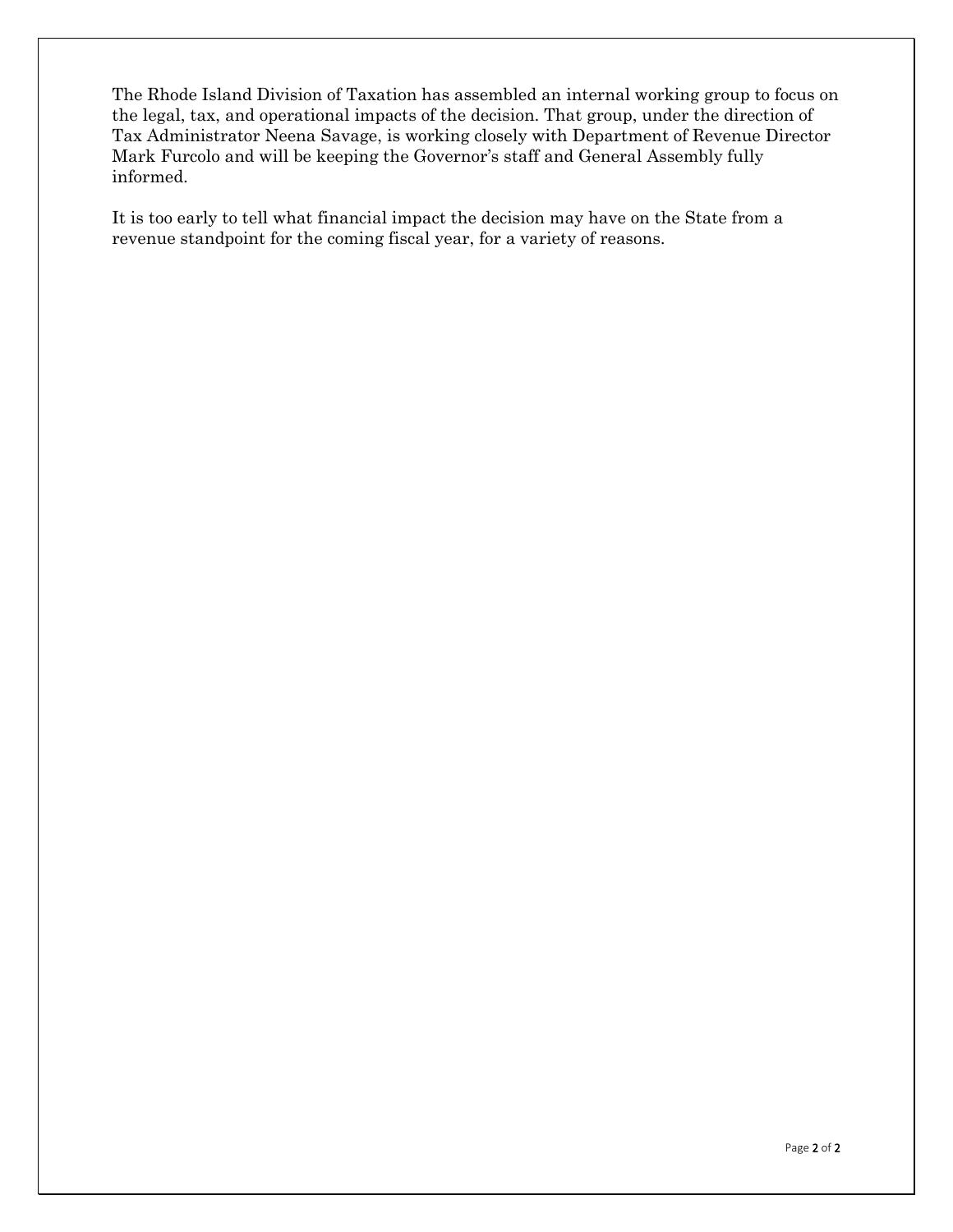The Rhode Island Division of Taxation has assembled an internal working group to focus on the legal, tax, and operational impacts of the decision. That group, under the direction of Tax Administrator Neena Savage, is working closely with Department of Revenue Director Mark Furcolo and will be keeping the Governor's staff and General Assembly fully informed.

It is too early to tell what financial impact the decision may have on the State from a revenue standpoint for the coming fiscal year, for a variety of reasons.